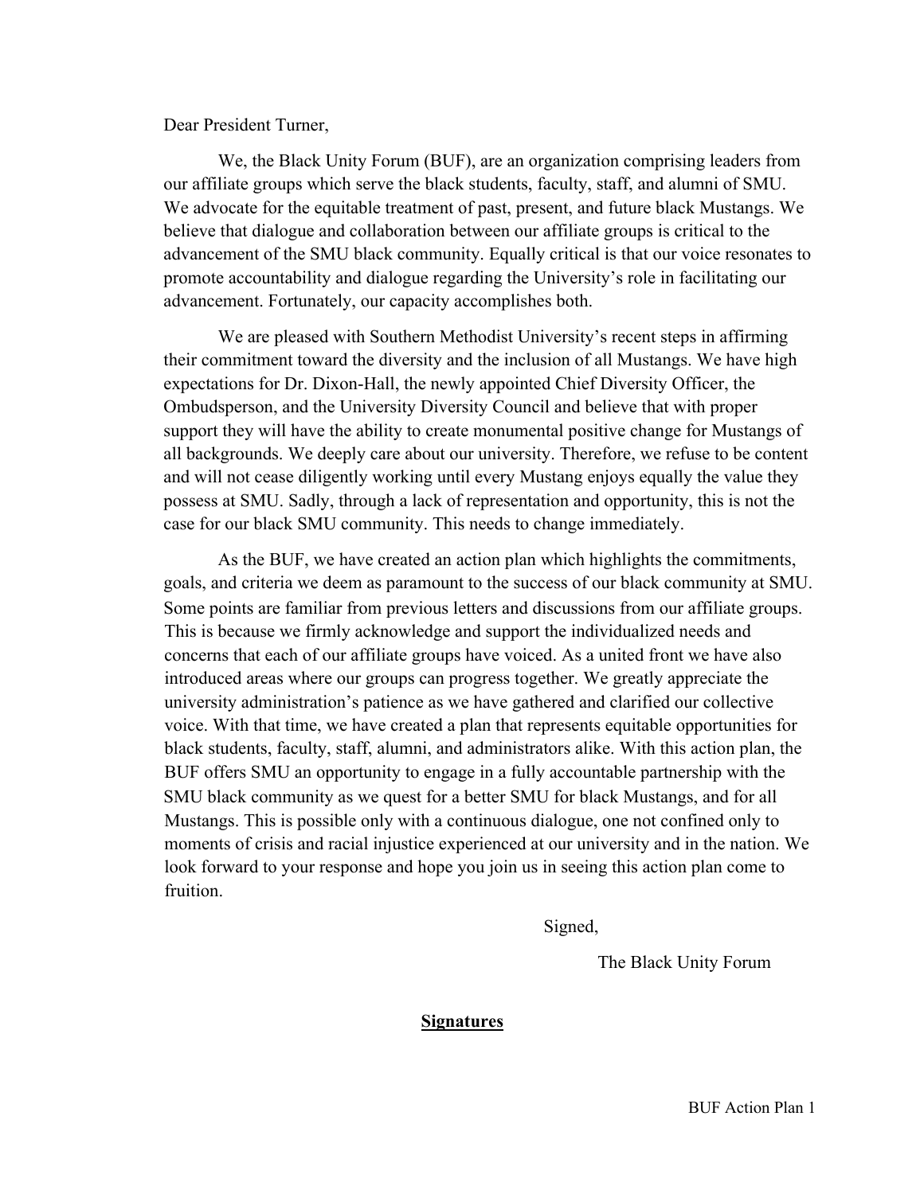Dear President Turner,

We, the Black Unity Forum (BUF), are an organization comprising leaders from our affiliate groups which serve the black students, faculty, staff, and alumni of SMU. We advocate for the equitable treatment of past, present, and future black Mustangs. We believe that dialogue and collaboration between our affiliate groups is critical to the advancement of the SMU black community. Equally critical is that our voice resonates to promote accountability and dialogue regarding the University's role in facilitating our advancement. Fortunately, our capacity accomplishes both.

We are pleased with Southern Methodist University's recent steps in affirming their commitment toward the diversity and the inclusion of all Mustangs. We have high expectations for Dr. Dixon-Hall, the newly appointed Chief Diversity Officer, the Ombudsperson, and the University Diversity Council and believe that with proper support they will have the ability to create monumental positive change for Mustangs of all backgrounds. We deeply care about our university. Therefore, we refuse to be content and will not cease diligently working until every Mustang enjoys equally the value they possess at SMU. Sadly, through a lack of representation and opportunity, this is not the case for our black SMU community. This needs to change immediately.

As the BUF, we have created an action plan which highlights the commitments, goals, and criteria we deem as paramount to the success of our black community at SMU. Some points are familiar from previous letters and discussions from our affiliate groups. This is because we firmly acknowledge and support the individualized needs and concerns that each of our affiliate groups have voiced. As a united front we have also introduced areas where our groups can progress together. We greatly appreciate the university administration's patience as we have gathered and clarified our collective voice. With that time, we have created a plan that represents equitable opportunities for black students, faculty, staff, alumni, and administrators alike. With this action plan, the BUF offers SMU an opportunity to engage in a fully accountable partnership with the SMU black community as we quest for a better SMU for black Mustangs, and for all Mustangs. This is possible only with a continuous dialogue, one not confined only to moments of crisis and racial injustice experienced at our university and in the nation. We look forward to your response and hope you join us in seeing this action plan come to fruition.

Signed,

The Black Unity Forum

**<u>Signatures</u>**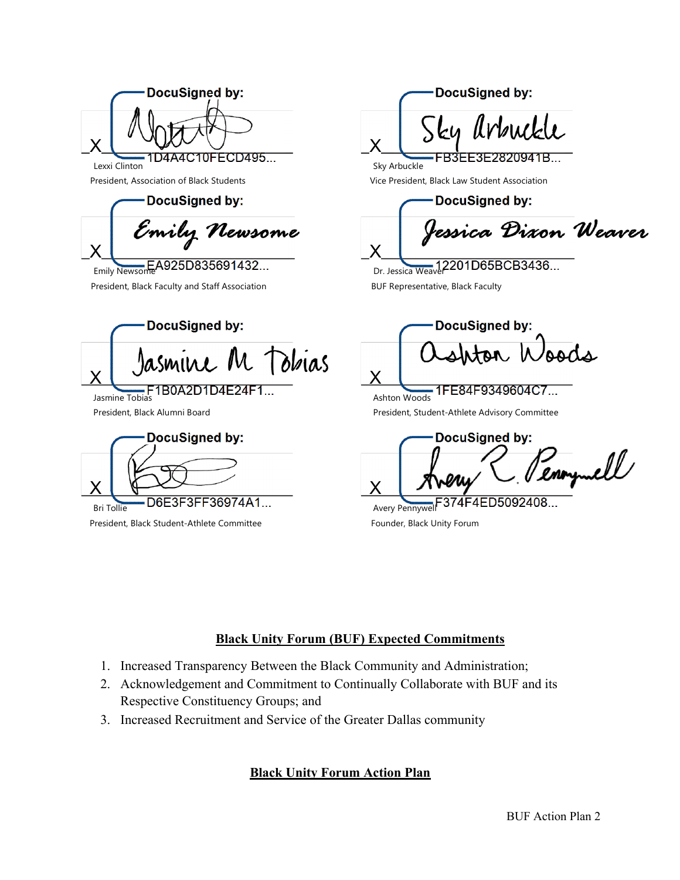DocuSigned by:

X 1D4A4C10FECD495...

Lexxi Clinton

President, Association of Black Students

DocuSigned by:

X Sky Arbuckle

FB3EE3E2820941B...

Sky Arbuckle

Vice President, Black Law Student Association

DocuSigned by:

X Emily Newsome

EA925D835691432...

Emily Newsome

President, Black Faculty and Staff Association

DocuSigned by:

X Jessica Dixon Weaver

12201D65BCB3436...

Dr. Jessica Weaver

BUF Representative, Black Faculty

DocuSigned by:

X Jasmine M Tobias

F1B0A2D1D4E24F1...

Jasmine Tobias

President, Black Alumni Board

DocuSigned by:

X Ashton Woods

1FE84F9349604C7...

Ashton Woods

President, Student-Athlete Advisory Committee

DocuSigned by:

X D6E3F3FF36974A1...

Bri Tollie

President, Black Student-Athlete Committee

DocuSigned by:

X Avery R. Pennywell

F374F4ED5092408...

Avery Pennywell

Founder, Black Unity Forum

## Black Unity Forum (BUF) Expected Commitments

1. Increased Transparency Between the Black Community and Administration;
2. Acknowledgement and Commitment to Continually Collaborate with BUF and its Respective Constituency Groups; and
3. Increased Recruitment and Service of the Greater Dallas community

## Black Unity Forum Action Plan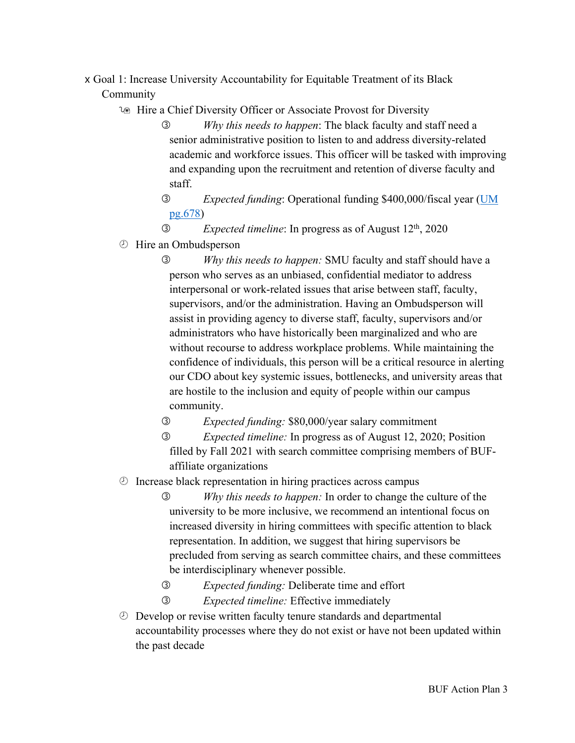- Goal 1: Increase University Accountability for Equitable Treatment of its Black Community
  - Hire a Chief Diversity Officer or Associate Provost for Diversity
    - *Why this needs to happen*: The black faculty and staff need a senior administrative position to listen to and address diversity-related academic and workforce issues. This officer will be tasked with improving and expanding upon the recruitment and retention of diverse faculty and staff.
    - *Expected funding*: Operational funding $400,000/fiscal year (UM pg.678)
    - *Expected timeline*: In progress as of August 12th, 2020
  - Hire an Ombudsperson
    - *Why this needs to happen:* SMU faculty and staff should have a person who serves as an unbiased, confidential mediator to address interpersonal or work-related issues that arise between staff, faculty, supervisors, and/or the administration. Having an Ombudsperson will assist in providing agency to diverse staff, faculty, supervisors and/or administrators who have historically been marginalized and who are without recourse to address workplace problems. While maintaining the confidence of individuals, this person will be a critical resource in alerting our CDO about key systemic issues, bottlenecks, and university areas that are hostile to the inclusion and equity of people within our campus community.
    - *Expected funding:* $80,000/year salary commitment
    - *Expected timeline:* In progress as of August 12, 2020; Position filled by Fall 2021 with search committee comprising members of BUF-affiliate organizations
  - Increase black representation in hiring practices across campus
    - *Why this needs to happen:* In order to change the culture of the university to be more inclusive, we recommend an intentional focus on increased diversity in hiring committees with specific attention to black representation. In addition, we suggest that hiring supervisors be precluded from serving as search committee chairs, and these committees be interdisciplinary whenever possible.
    - *Expected funding:* Deliberate time and effort
    - *Expected timeline:* Effective immediately
  - Develop or revise written faculty tenure standards and departmental accountability processes where they do not exist or have not been updated within the past decade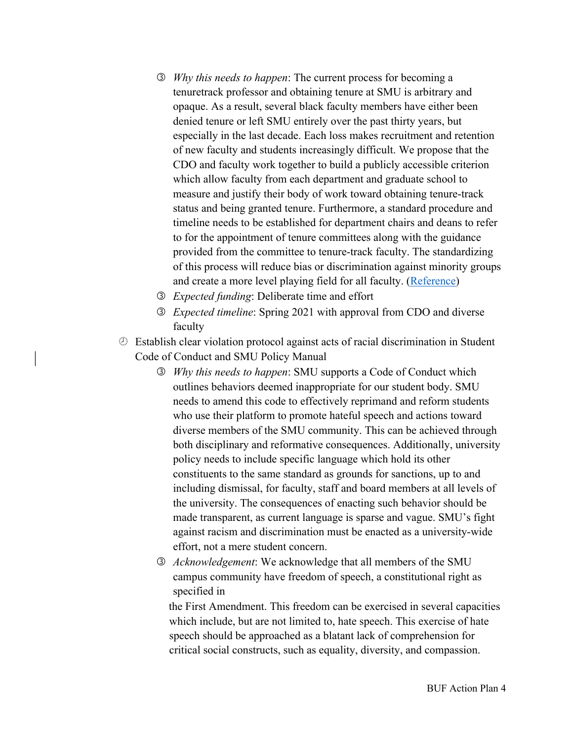- *Why this needs to happen*: The current process for becoming a tenuretrack professor and obtaining tenure at SMU is arbitrary and opaque. As a result, several black faculty members have either been denied tenure or left SMU entirely over the past thirty years, but especially in the last decade. Each loss makes recruitment and retention of new faculty and students increasingly difficult. We propose that the CDO and faculty work together to build a publicly accessible criterion which allow faculty from each department and graduate school to measure and justify their body of work toward obtaining tenure-track status and being granted tenure. Furthermore, a standard procedure and timeline needs to be established for department chairs and deans to refer to for the appointment of tenure committees along with the guidance provided from the committee to tenure-track faculty. The standardizing of this process will reduce bias or discrimination against minority groups and create a more level playing field for all faculty. (Reference)
   - *Expected funding*: Deliberate time and effort
   - *Expected timeline*: Spring 2021 with approval from CDO and diverse faculty
- Establish clear violation protocol against acts of racial discrimination in Student Code of Conduct and SMU Policy Manual
   - *Why this needs to happen*: SMU supports a Code of Conduct which outlines behaviors deemed inappropriate for our student body. SMU needs to amend this code to effectively reprimand and reform students who use their platform to promote hateful speech and actions toward diverse members of the SMU community. This can be achieved through both disciplinary and reformative consequences. Additionally, university policy needs to include specific language which hold its other constituents to the same standard as grounds for sanctions, up to and including dismissal, for faculty, staff and board members at all levels of the university. The consequences of enacting such behavior should be made transparent, as current language is sparse and vague. SMU's fight against racism and discrimination must be enacted as a university-wide effort, not a mere student concern.
   - *Acknowledgement*: We acknowledge that all members of the SMU campus community have freedom of speech, a constitutional right as specified in the First Amendment. This freedom can be exercised in several capacities which include, but are not limited to, hate speech. This exercise of hate speech should be approached as a blatant lack of comprehension for critical social constructs, such as equality, diversity, and compassion.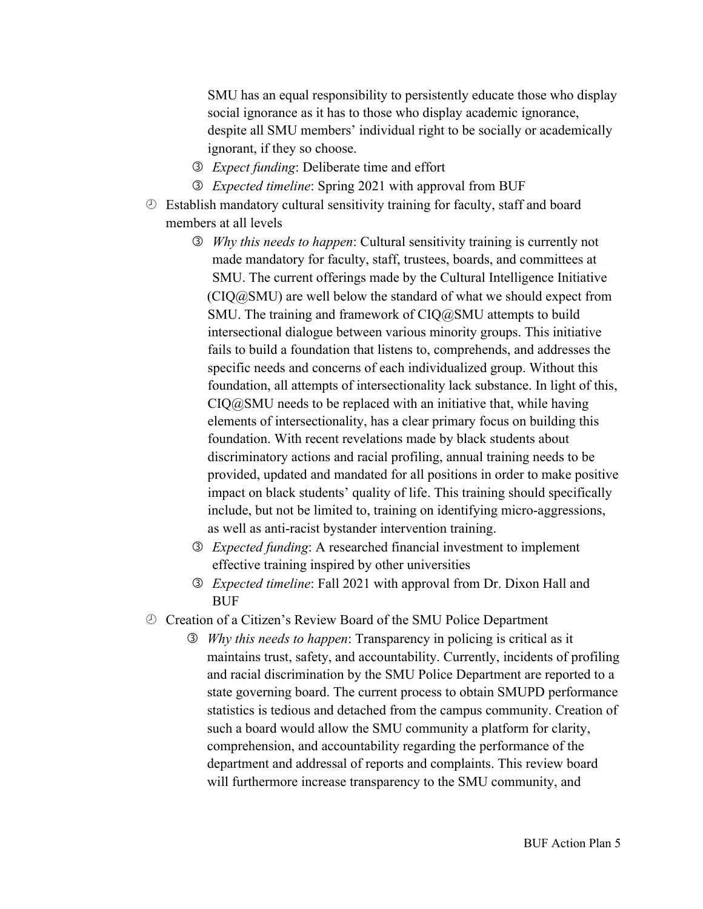SMU has an equal responsibility to persistently educate those who display social ignorance as it has to those who display academic ignorance, despite all SMU members' individual right to be socially or academically ignorant, if they so choose.

- *Expect funding*: Deliberate time and effort
- *Expected timeline*: Spring 2021 with approval from BUF

- Establish mandatory cultural sensitivity training for faculty, staff and board members at all levels
  - *Why this needs to happen*: Cultural sensitivity training is currently not made mandatory for faculty, staff, trustees, boards, and committees at SMU. The current offerings made by the Cultural Intelligence Initiative (CIQ@SMU) are well below the standard of what we should expect from SMU. The training and framework of CIQ@SMU attempts to build intersectional dialogue between various minority groups. This initiative fails to build a foundation that listens to, comprehends, and addresses the specific needs and concerns of each individualized group. Without this foundation, all attempts of intersectionality lack substance. In light of this, CIQ@SMU needs to be replaced with an initiative that, while having elements of intersectionality, has a clear primary focus on building this foundation. With recent revelations made by black students about discriminatory actions and racial profiling, annual training needs to be provided, updated and mandated for all positions in order to make positive impact on black students' quality of life. This training should specifically include, but not be limited to, training on identifying micro-aggressions, as well as anti-racist bystander intervention training.
  - *Expected funding*: A researched financial investment to implement effective training inspired by other universities
  - *Expected timeline*: Fall 2021 with approval from Dr. Dixon Hall and BUF
- Creation of a Citizen's Review Board of the SMU Police Department
  - *Why this needs to happen*: Transparency in policing is critical as it maintains trust, safety, and accountability. Currently, incidents of profiling and racial discrimination by the SMU Police Department are reported to a state governing board. The current process to obtain SMUPD performance statistics is tedious and detached from the campus community. Creation of such a board would allow the SMU community a platform for clarity, comprehension, and accountability regarding the performance of the department and addressal of reports and complaints. This review board will furthermore increase transparency to the SMU community, and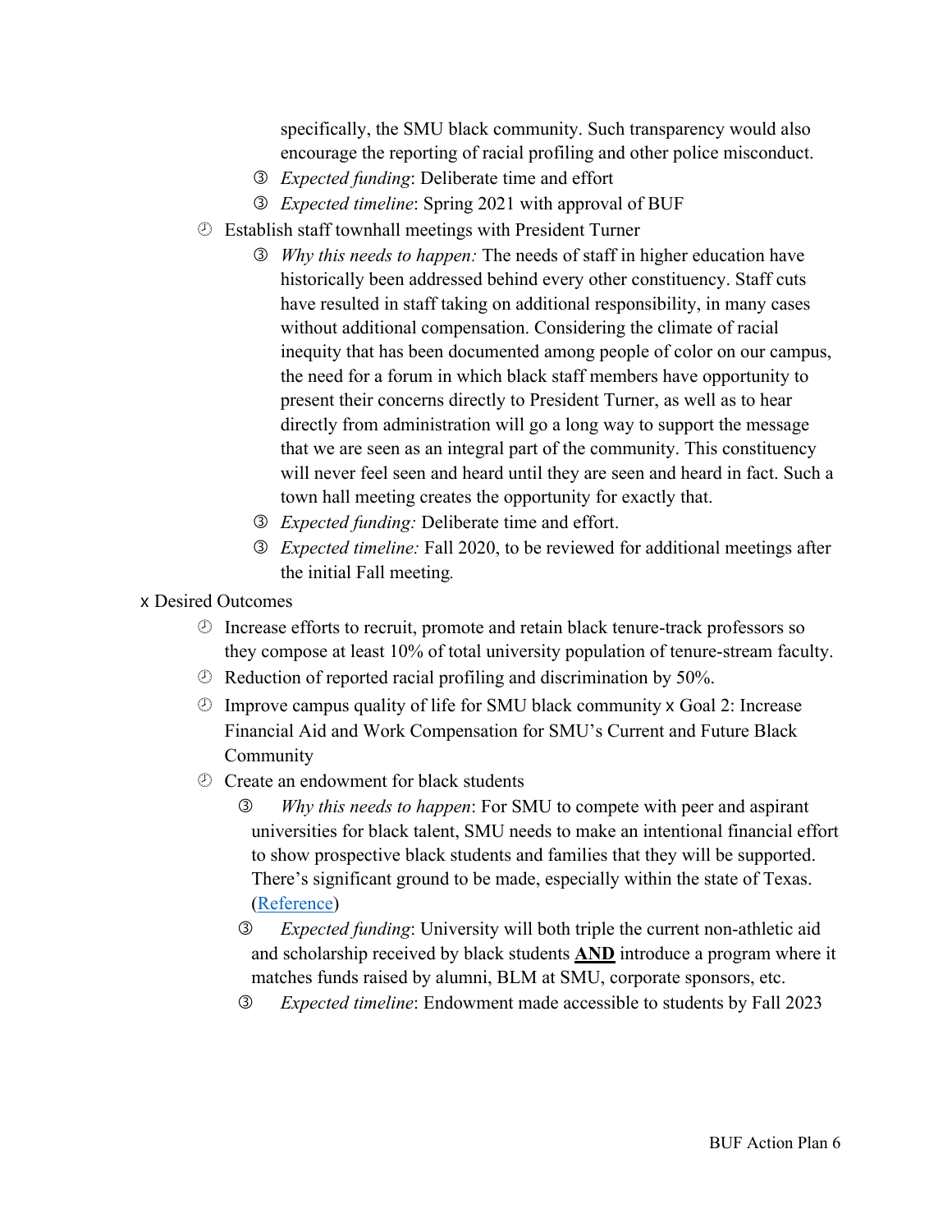specifically, the SMU black community. Such transparency would also encourage the reporting of racial profiling and other police misconduct.
    - *Expected funding*: Deliberate time and effort
    - *Expected timeline*: Spring 2021 with approval of BUF
- Establish staff townhall meetings with President Turner
    - *Why this needs to happen:* The needs of staff in higher education have historically been addressed behind every other constituency. Staff cuts have resulted in staff taking on additional responsibility, in many cases without additional compensation. Considering the climate of racial inequity that has been documented among people of color on our campus, the need for a forum in which black staff members have opportunity to present their concerns directly to President Turner, as well as to hear directly from administration will go a long way to support the message that we are seen as an integral part of the community. This constituency will never feel seen and heard until they are seen and heard in fact. Such a town hall meeting creates the opportunity for exactly that.
    - *Expected funding:* Deliberate time and effort.
    - *Expected timeline:* Fall 2020, to be reviewed for additional meetings after the initial Fall meeting.

- Desired Outcomes
    - Increase efforts to recruit, promote and retain black tenure-track professors so they compose at least 10% of total university population of tenure-stream faculty.
    - Reduction of reported racial profiling and discrimination by 50%.
    - Improve campus quality of life for SMU black community

- Goal 2: Increase Financial Aid and Work Compensation for SMU's Current and Future Black Community
    - Create an endowment for black students
        - *Why this needs to happen*: For SMU to compete with peer and aspirant universities for black talent, SMU needs to make an intentional financial effort to show prospective black students and families that they will be supported. There's significant ground to be made, especially within the state of Texas. (Reference)
        - *Expected funding*: University will both triple the current non-athletic aid and scholarship received by black students **AND** introduce a program where it matches funds raised by alumni, BLM at SMU, corporate sponsors, etc.
        - *Expected timeline*: Endowment made accessible to students by Fall 2023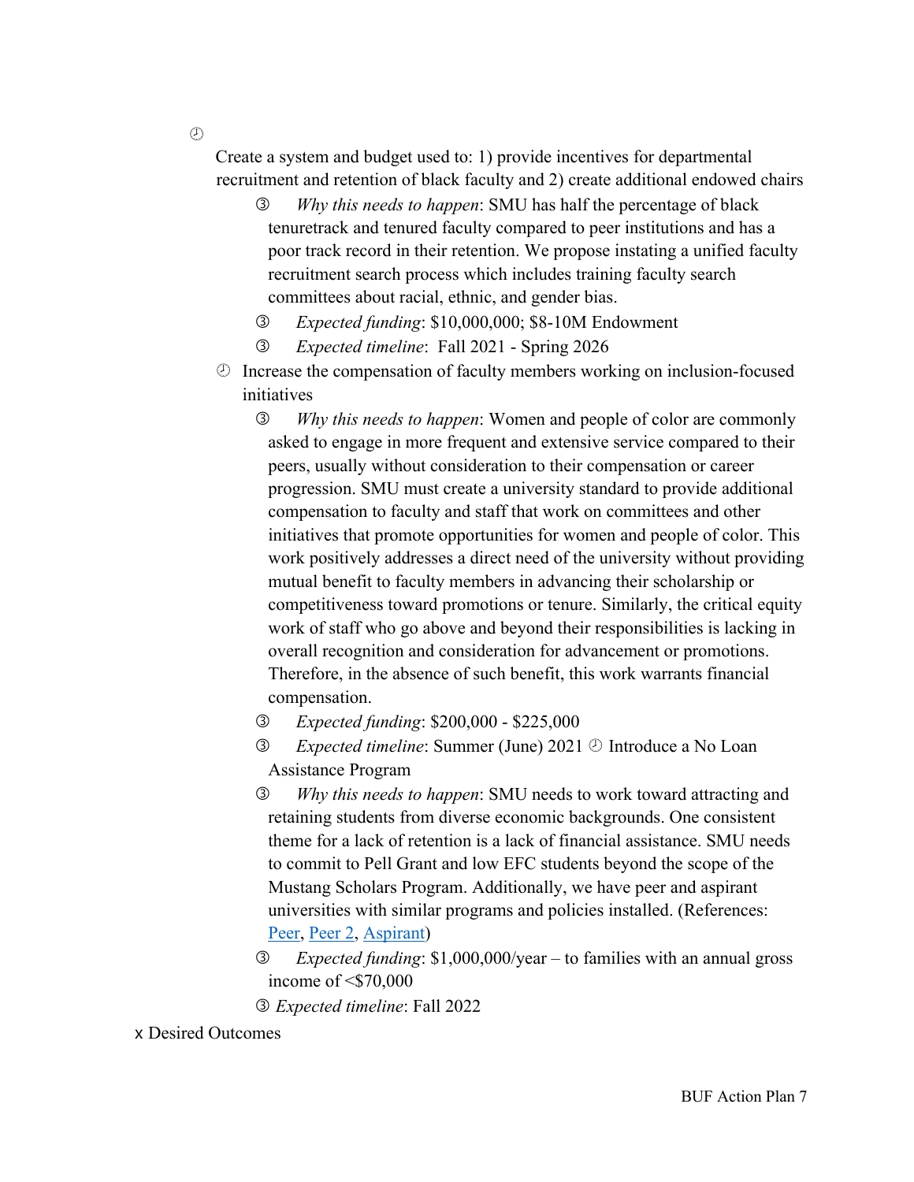- Create a system and budget used to: 1) provide incentives for departmental recruitment and retention of black faculty and 2) create additional endowed chairs
    - *Why this needs to happen*: SMU has half the percentage of black tenuretrack and tenured faculty compared to peer institutions and has a poor track record in their retention. We propose instating a unified faculty recruitment search process which includes training faculty search committees about racial, ethnic, and gender bias.
    - *Expected funding*: $10,000,000; $8-10M Endowment
    - *Expected timeline*: Fall 2021 - Spring 2026
- Increase the compensation of faculty members working on inclusion-focused initiatives
    - *Why this needs to happen*: Women and people of color are commonly asked to engage in more frequent and extensive service compared to their peers, usually without consideration to their compensation or career progression. SMU must create a university standard to provide additional compensation to faculty and staff that work on committees and other initiatives that promote opportunities for women and people of color. This work positively addresses a direct need of the university without providing mutual benefit to faculty members in advancing their scholarship or competitiveness toward promotions or tenure. Similarly, the critical equity work of staff who go above and beyond their responsibilities is lacking in overall recognition and consideration for advancement or promotions. Therefore, in the absence of such benefit, this work warrants financial compensation.
    - *Expected funding*: $200,000 - $225,000
    - *Expected timeline*: Summer (June) 2021
- Introduce a No Loan Assistance Program
    - *Why this needs to happen*: SMU needs to work toward attracting and retaining students from diverse economic backgrounds. One consistent theme for a lack of retention is a lack of financial assistance. SMU needs to commit to Pell Grant and low EFC students beyond the scope of the Mustang Scholars Program. Additionally, we have peer and aspirant universities with similar programs and policies installed. (References: Peer, Peer 2, Aspirant)
    - *Expected funding*: $1,000,000/year – to families with an annual gross income of <$70,000
    - *Expected timeline*: Fall 2022

- Desired Outcomes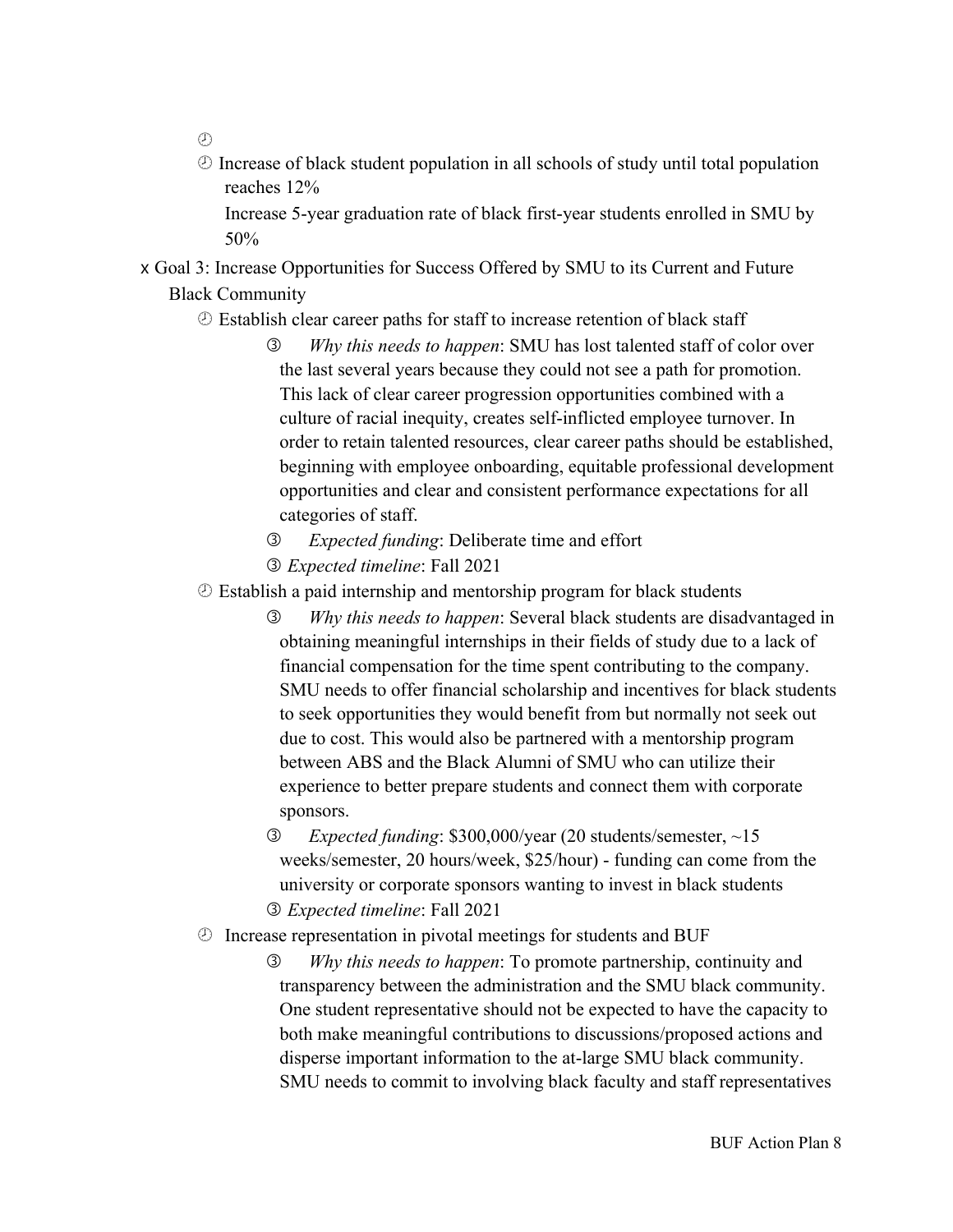- 
- Increase of black student population in all schools of study until total population reaches 12%

  Increase 5-year graduation rate of black first-year students enrolled in SMU by 50%

- Goal 3: Increase Opportunities for Success Offered by SMU to its Current and Future Black Community
  - Establish clear career paths for staff to increase retention of black staff
    - *Why this needs to happen*: SMU has lost talented staff of color over the last several years because they could not see a path for promotion. This lack of clear career progression opportunities combined with a culture of racial inequity, creates self-inflicted employee turnover. In order to retain talented resources, clear career paths should be established, beginning with employee onboarding, equitable professional development opportunities and clear and consistent performance expectations for all categories of staff.
    - *Expected funding*: Deliberate time and effort
    - *Expected timeline*: Fall 2021
  - Establish a paid internship and mentorship program for black students
    - *Why this needs to happen*: Several black students are disadvantaged in obtaining meaningful internships in their fields of study due to a lack of financial compensation for the time spent contributing to the company. SMU needs to offer financial scholarship and incentives for black students to seek opportunities they would benefit from but normally not seek out due to cost. This would also be partnered with a mentorship program between ABS and the Black Alumni of SMU who can utilize their experience to better prepare students and connect them with corporate sponsors.
    - *Expected funding*: $300,000/year (20 students/semester, ~15 weeks/semester, 20 hours/week, $25/hour) - funding can come from the university or corporate sponsors wanting to invest in black students
    - *Expected timeline*: Fall 2021
  - Increase representation in pivotal meetings for students and BUF
    - *Why this needs to happen*: To promote partnership, continuity and transparency between the administration and the SMU black community. One student representative should not be expected to have the capacity to both make meaningful contributions to discussions/proposed actions and disperse important information to the at-large SMU black community. SMU needs to commit to involving black faculty and staff representatives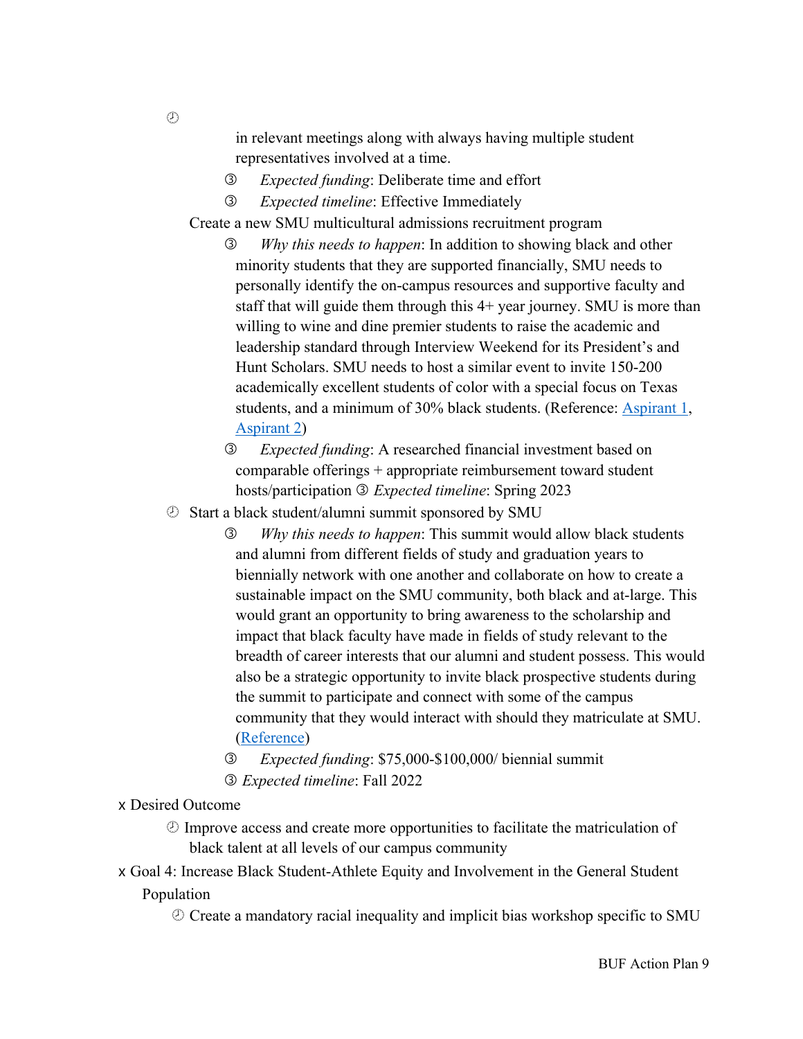- in relevant meetings along with always having multiple student representatives involved at a time.
    - *Expected funding*: Deliberate time and effort
    - *Expected timeline*: Effective Immediately
- Create a new SMU multicultural admissions recruitment program
    - *Why this needs to happen*: In addition to showing black and other minority students that they are supported financially, SMU needs to personally identify the on-campus resources and supportive faculty and staff that will guide them through this 4+ year journey. SMU is more than willing to wine and dine premier students to raise the academic and leadership standard through Interview Weekend for its President's and Hunt Scholars. SMU needs to host a similar event to invite 150-200 academically excellent students of color with a special focus on Texas students, and a minimum of 30% black students. (Reference: Aspirant 1, Aspirant 2)
    - *Expected funding*: A researched financial investment based on comparable offerings + appropriate reimbursement toward student hosts/participation
    - *Expected timeline*: Spring 2023
- Start a black student/alumni summit sponsored by SMU
    - *Why this needs to happen*: This summit would allow black students and alumni from different fields of study and graduation years to biennially network with one another and collaborate on how to create a sustainable impact on the SMU community, both black and at-large. This would grant an opportunity to bring awareness to the scholarship and impact that black faculty have made in fields of study relevant to the breadth of career interests that our alumni and student possess. This would also be a strategic opportunity to invite black prospective students during the summit to participate and connect with some of the campus community that they would interact with should they matriculate at SMU. (Reference)
    - *Expected funding*: $75,000-$100,000/ biennial summit
    - *Expected timeline*: Fall 2022

- Desired Outcome
    - Improve access and create more opportunities to facilitate the matriculation of black talent at all levels of our campus community
- Goal 4: Increase Black Student-Athlete Equity and Involvement in the General Student Population
    - Create a mandatory racial inequality and implicit bias workshop specific to SMU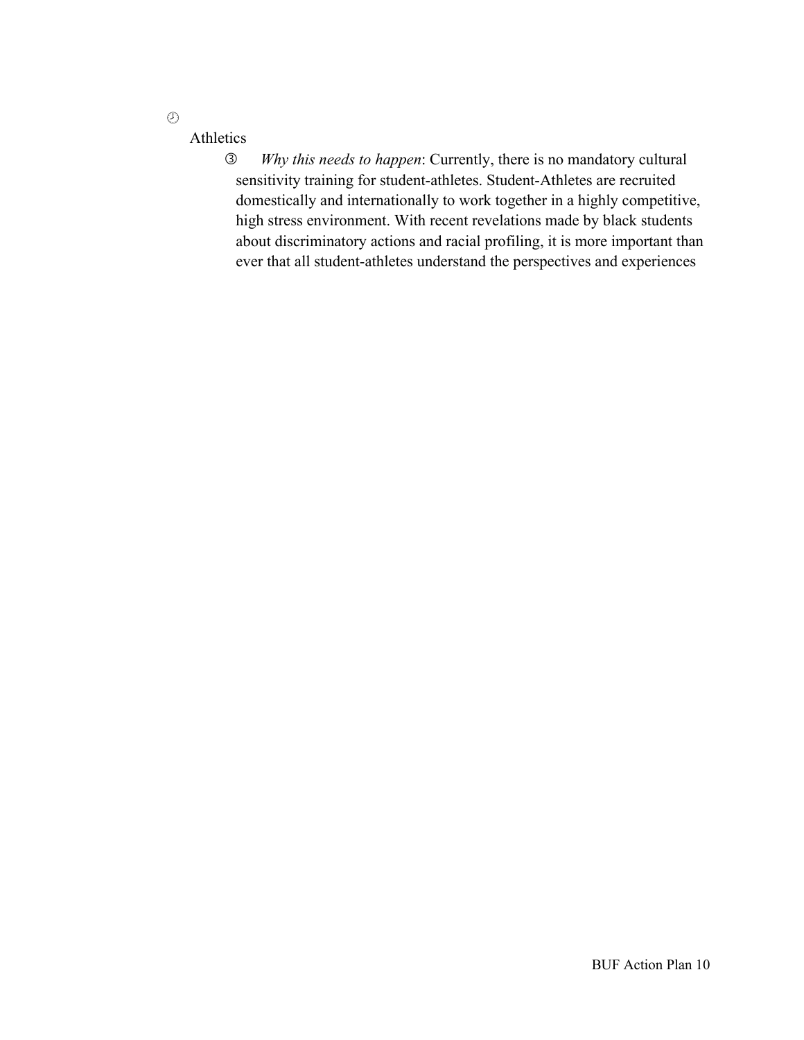- Athletics
    - *Why this needs to happen*: Currently, there is no mandatory cultural sensitivity training for student-athletes. Student-Athletes are recruited domestically and internationally to work together in a highly competitive, high stress environment. With recent revelations made by black students about discriminatory actions and racial profiling, it is more important than ever that all student-athletes understand the perspectives and experiences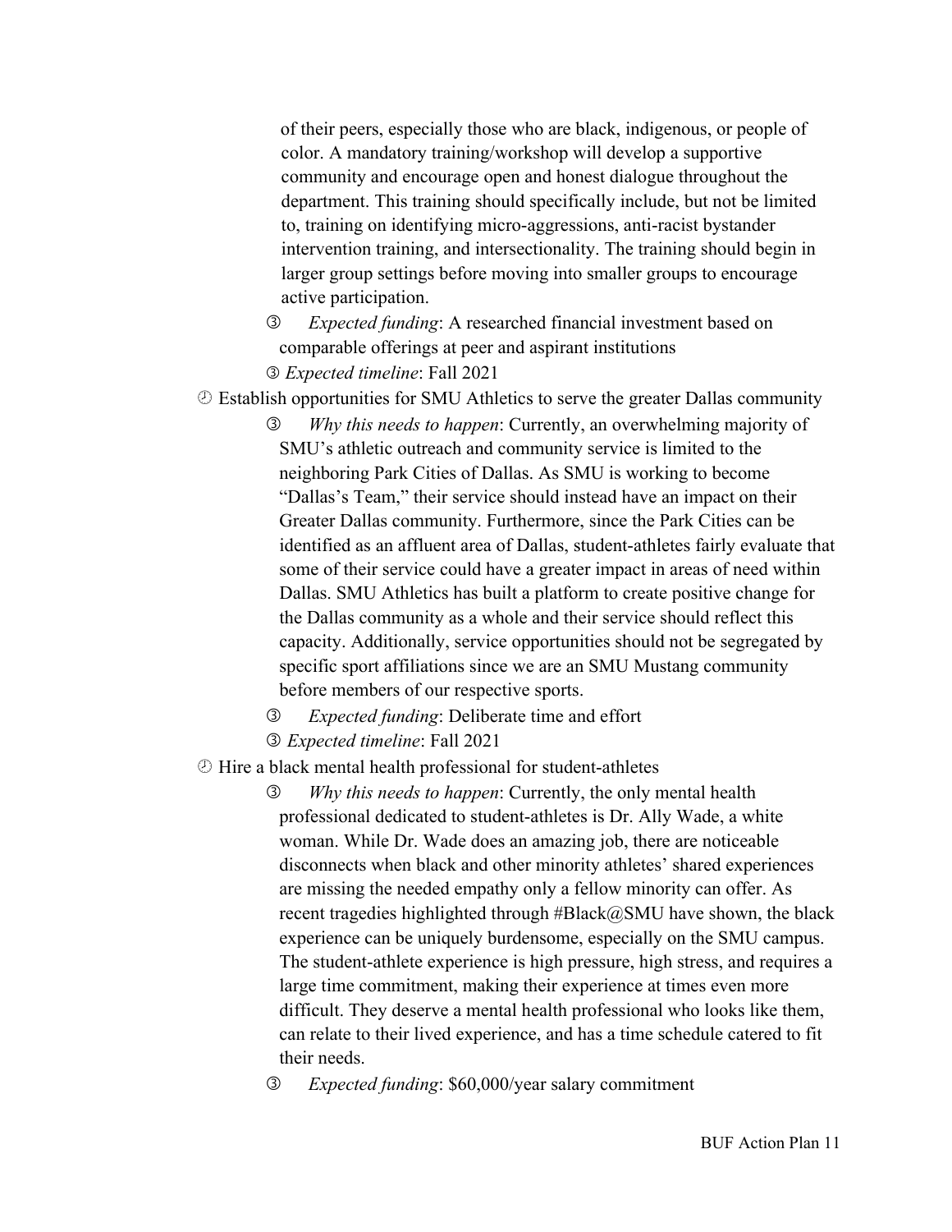of their peers, especially those who are black, indigenous, or people of color. A mandatory training/workshop will develop a supportive community and encourage open and honest dialogue throughout the department. This training should specifically include, but not be limited to, training on identifying micro-aggressions, anti-racist bystander intervention training, and intersectionality. The training should begin in larger group settings before moving into smaller groups to encourage active participation.

    - *Expected funding*: A researched financial investment based on comparable offerings at peer and aspirant institutions
    - *Expected timeline*: Fall 2021

- Establish opportunities for SMU Athletics to serve the greater Dallas community
    - *Why this needs to happen*: Currently, an overwhelming majority of SMU's athletic outreach and community service is limited to the neighboring Park Cities of Dallas. As SMU is working to become "Dallas's Team," their service should instead have an impact on their Greater Dallas community. Furthermore, since the Park Cities can be identified as an affluent area of Dallas, student-athletes fairly evaluate that some of their service could have a greater impact in areas of need within Dallas. SMU Athletics has built a platform to create positive change for the Dallas community as a whole and their service should reflect this capacity. Additionally, service opportunities should not be segregated by specific sport affiliations since we are an SMU Mustang community before members of our respective sports.
    - *Expected funding*: Deliberate time and effort
    - *Expected timeline*: Fall 2021

- Hire a black mental health professional for student-athletes
    - *Why this needs to happen*: Currently, the only mental health professional dedicated to student-athletes is Dr. Ally Wade, a white woman. While Dr. Wade does an amazing job, there are noticeable disconnects when black and other minority athletes' shared experiences are missing the needed empathy only a fellow minority can offer. As recent tragedies highlighted through #Black@SMU have shown, the black experience can be uniquely burdensome, especially on the SMU campus. The student-athlete experience is high pressure, high stress, and requires a large time commitment, making their experience at times even more difficult. They deserve a mental health professional who looks like them, can relate to their lived experience, and has a time schedule catered to fit their needs.
    - *Expected funding*: $60,000/year salary commitment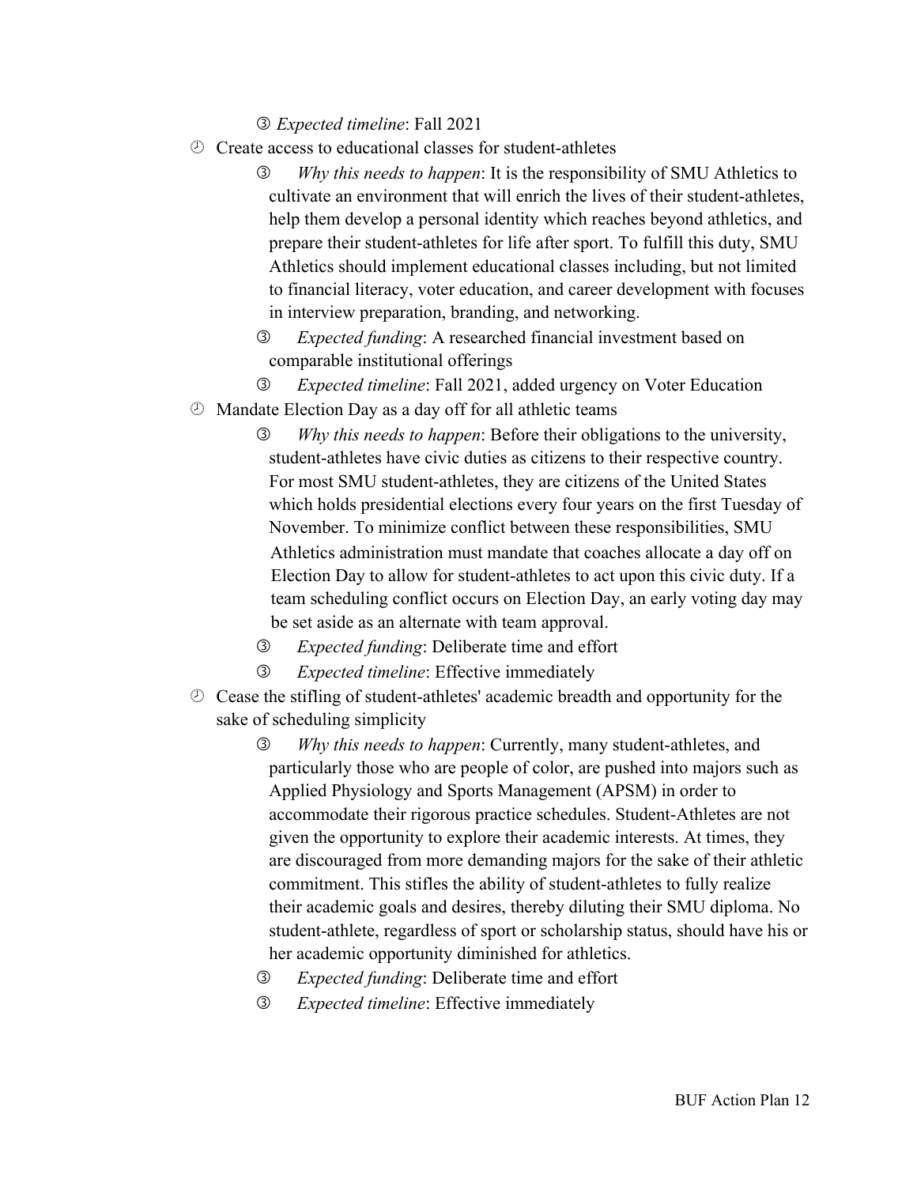- *Expected timeline*: Fall 2021

- Create access to educational classes for student-athletes
    - *Why this needs to happen*: It is the responsibility of SMU Athletics to cultivate an environment that will enrich the lives of their student-athletes, help them develop a personal identity which reaches beyond athletics, and prepare their student-athletes for life after sport. To fulfill this duty, SMU Athletics should implement educational classes including, but not limited to financial literacy, voter education, and career development with focuses in interview preparation, branding, and networking.
    - *Expected funding*: A researched financial investment based on comparable institutional offerings
    - *Expected timeline*: Fall 2021, added urgency on Voter Education
- Mandate Election Day as a day off for all athletic teams
    - *Why this needs to happen*: Before their obligations to the university, student-athletes have civic duties as citizens to their respective country. For most SMU student-athletes, they are citizens of the United States which holds presidential elections every four years on the first Tuesday of November. To minimize conflict between these responsibilities, SMU Athletics administration must mandate that coaches allocate a day off on Election Day to allow for student-athletes to act upon this civic duty. If a team scheduling conflict occurs on Election Day, an early voting day may be set aside as an alternate with team approval.
    - *Expected funding*: Deliberate time and effort
    - *Expected timeline*: Effective immediately
- Cease the stifling of student-athletes' academic breadth and opportunity for the sake of scheduling simplicity
    - *Why this needs to happen*: Currently, many student-athletes, and particularly those who are people of color, are pushed into majors such as Applied Physiology and Sports Management (APSM) in order to accommodate their rigorous practice schedules. Student-Athletes are not given the opportunity to explore their academic interests. At times, they are discouraged from more demanding majors for the sake of their athletic commitment. This stifles the ability of student-athletes to fully realize their academic goals and desires, thereby diluting their SMU diploma. No student-athlete, regardless of sport or scholarship status, should have his or her academic opportunity diminished for athletics.
    - *Expected funding*: Deliberate time and effort
    - *Expected timeline*: Effective immediately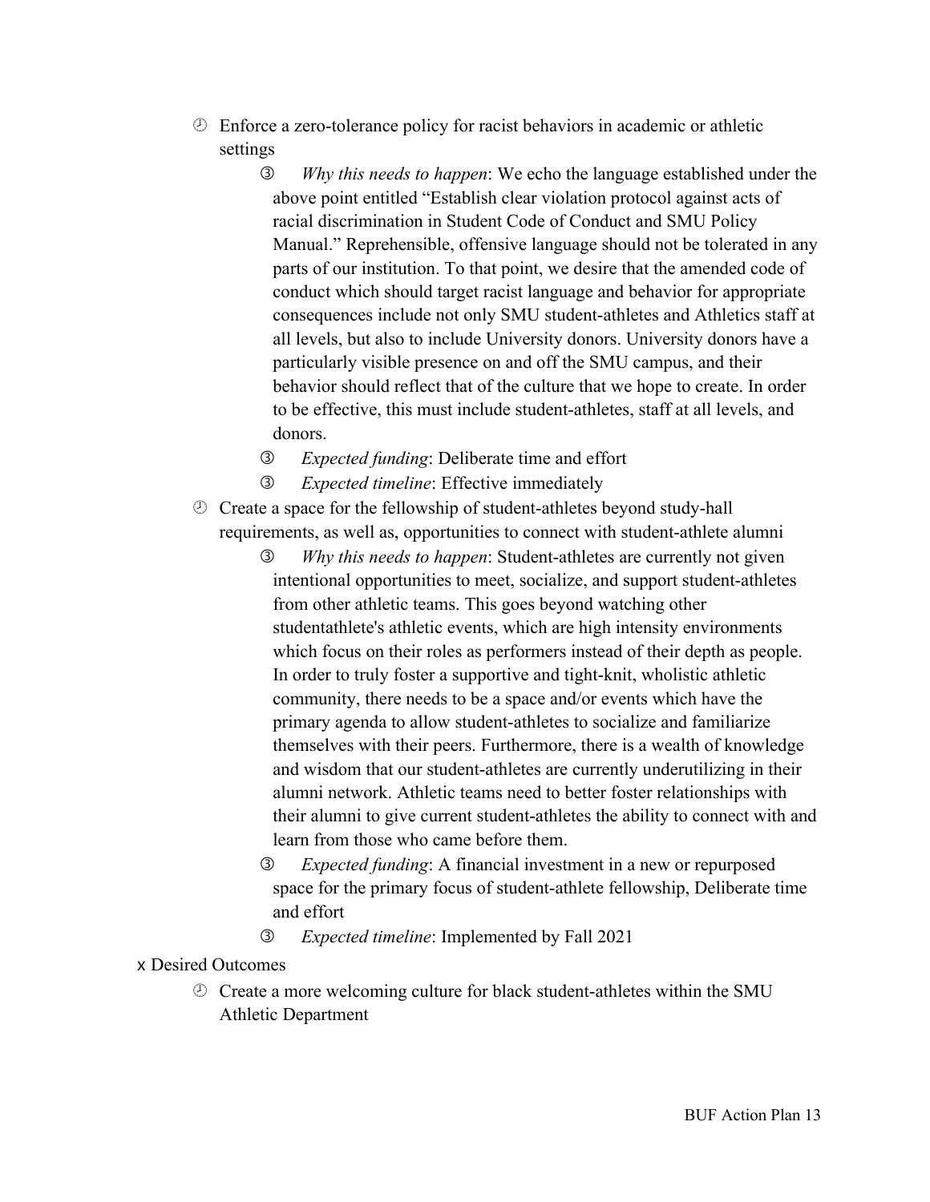- Enforce a zero-tolerance policy for racist behaviors in academic or athletic settings
    - *Why this needs to happen*: We echo the language established under the above point entitled "Establish clear violation protocol against acts of racial discrimination in Student Code of Conduct and SMU Policy Manual." Reprehensible, offensive language should not be tolerated in any parts of our institution. To that point, we desire that the amended code of conduct which should target racist language and behavior for appropriate consequences include not only SMU student-athletes and Athletics staff at all levels, but also to include University donors. University donors have a particularly visible presence on and off the SMU campus, and their behavior should reflect that of the culture that we hope to create. In order to be effective, this must include student-athletes, staff at all levels, and donors.
    - *Expected funding*: Deliberate time and effort
    - *Expected timeline*: Effective immediately
- Create a space for the fellowship of student-athletes beyond study-hall requirements, as well as, opportunities to connect with student-athlete alumni
    - *Why this needs to happen*: Student-athletes are currently not given intentional opportunities to meet, socialize, and support student-athletes from other athletic teams. This goes beyond watching other studentathlete's athletic events, which are high intensity environments which focus on their roles as performers instead of their depth as people. In order to truly foster a supportive and tight-knit, wholistic athletic community, there needs to be a space and/or events which have the primary agenda to allow student-athletes to socialize and familiarize themselves with their peers. Furthermore, there is a wealth of knowledge and wisdom that our student-athletes are currently underutilizing in their alumni network. Athletic teams need to better foster relationships with their alumni to give current student-athletes the ability to connect with and learn from those who came before them.
    - *Expected funding*: A financial investment in a new or repurposed space for the primary focus of student-athlete fellowship, Deliberate time and effort
    - *Expected timeline*: Implemented by Fall 2021

- Desired Outcomes
    - Create a more welcoming culture for black student-athletes within the SMU Athletic Department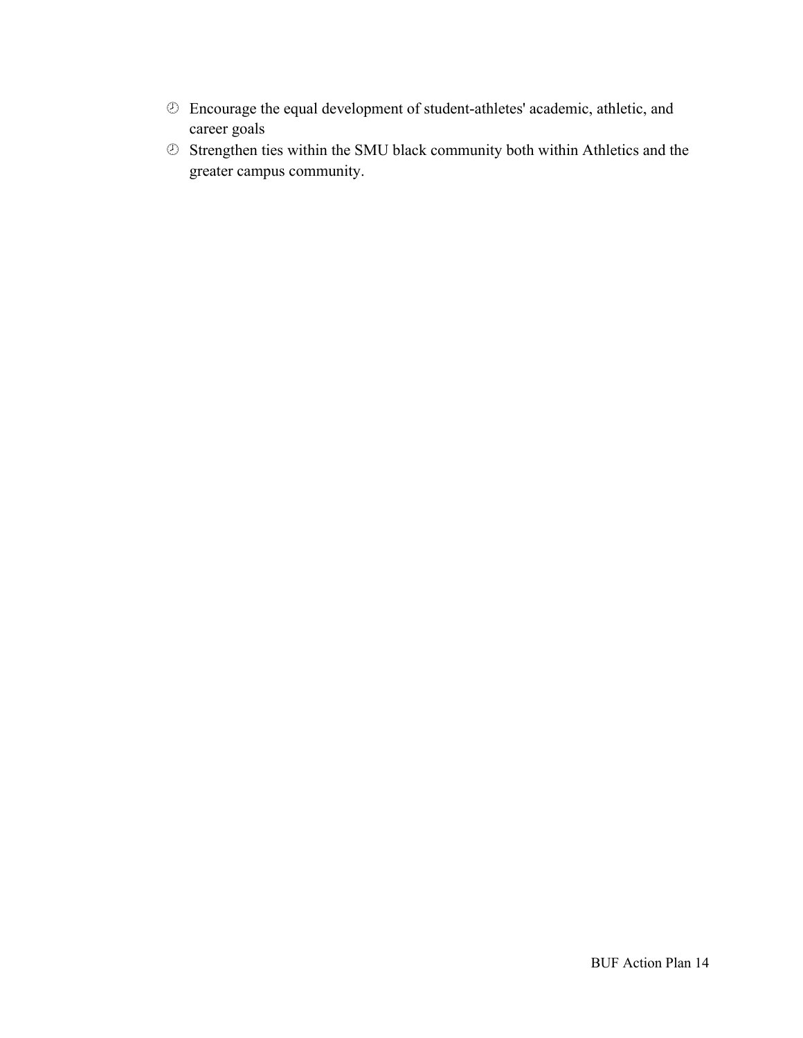- Encourage the equal development of student-athletes' academic, athletic, and career goals
- Strengthen ties within the SMU black community both within Athletics and the greater campus community.